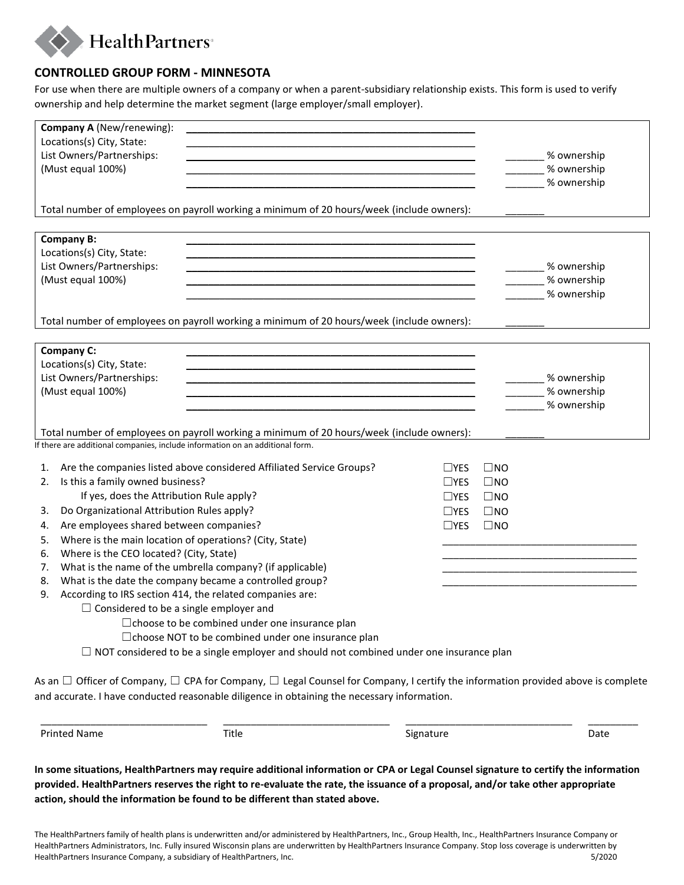HealthPartners

## CONTROLLED GROUP FORM - MINNESOTA

For use when there are multiple owners of a company or when a parent-subsidiary relationship exists. This form is used to verify ownership and help determine the market segment (large employer/small employer).

**Company A** (New/renewing): ____________________________________________
Locations(s) City, State: ____________________________________________
List Owners/Partnerships: ____________________________________________ _______ % ownership
(Must equal 100%) ____________________________________________ _______ % ownership
____________________________________________ _______ % ownership

Total number of employees on payroll working a minimum of 20 hours/week (include owners): _______

**Company B:** ____________________________________________
Locations(s) City, State: ____________________________________________
List Owners/Partnerships: ____________________________________________ _______ % ownership
(Must equal 100%) ____________________________________________ _______ % ownership
____________________________________________ _______ % ownership

Total number of employees on payroll working a minimum of 20 hours/week (include owners): _______

**Company C:** ____________________________________________
Locations(s) City, State: ____________________________________________
List Owners/Partnerships: ____________________________________________ _______ % ownership
(Must equal 100%) ____________________________________________ _______ % ownership
____________________________________________ _______ % ownership

Total number of employees on payroll working a minimum of 20 hours/week (include owners): _______

If there are additional companies, include information on an additional form.

1. Are the companies listed above considered Affiliated Service Groups? ☐YES ☐NO
2. Is this a family owned business? ☐YES ☐NO
   If yes, does the Attribution Rule apply? ☐YES ☐NO
3. Do Organizational Attribution Rules apply? ☐YES ☐NO
4. Are employees shared between companies? ☐YES ☐NO
5. Where is the main location of operations? (City, State) ____________________________________
6. Where is the CEO located? (City, State) ____________________________________
7. What is the name of the umbrella company? (if applicable) ____________________________________
8. What is the date the company became a controlled group? ____________________________________
9. According to IRS section 414, the related companies are:
   - ☐ Considered to be a single employer and
     - ☐choose to be combined under one insurance plan
     - ☐choose NOT to be combined under one insurance plan
   - ☐ NOT considered to be a single employer and should not combined under one insurance plan

As an ☐ Officer of Company, ☐ CPA for Company, ☐ Legal Counsel for Company, I certify the information provided above is complete and accurate. I have conducted reasonable diligence in obtaining the necessary information.

______________________________ ______________________________ ______________________________ _________
Printed Name Title Signature Date

**In some situations, HealthPartners may require additional information or CPA or Legal Counsel signature to certify the information provided. HealthPartners reserves the right to re-evaluate the rate, the issuance of a proposal, and/or take other appropriate action, should the information be found to be different than stated above.**

The HealthPartners family of health plans is underwritten and/or administered by HealthPartners, Inc., Group Health, Inc., HealthPartners Insurance Company or HealthPartners Administrators, Inc. Fully insured Wisconsin plans are underwritten by HealthPartners Insurance Company. Stop loss coverage is underwritten by HealthPartners Insurance Company, a subsidiary of HealthPartners, Inc. 5/2020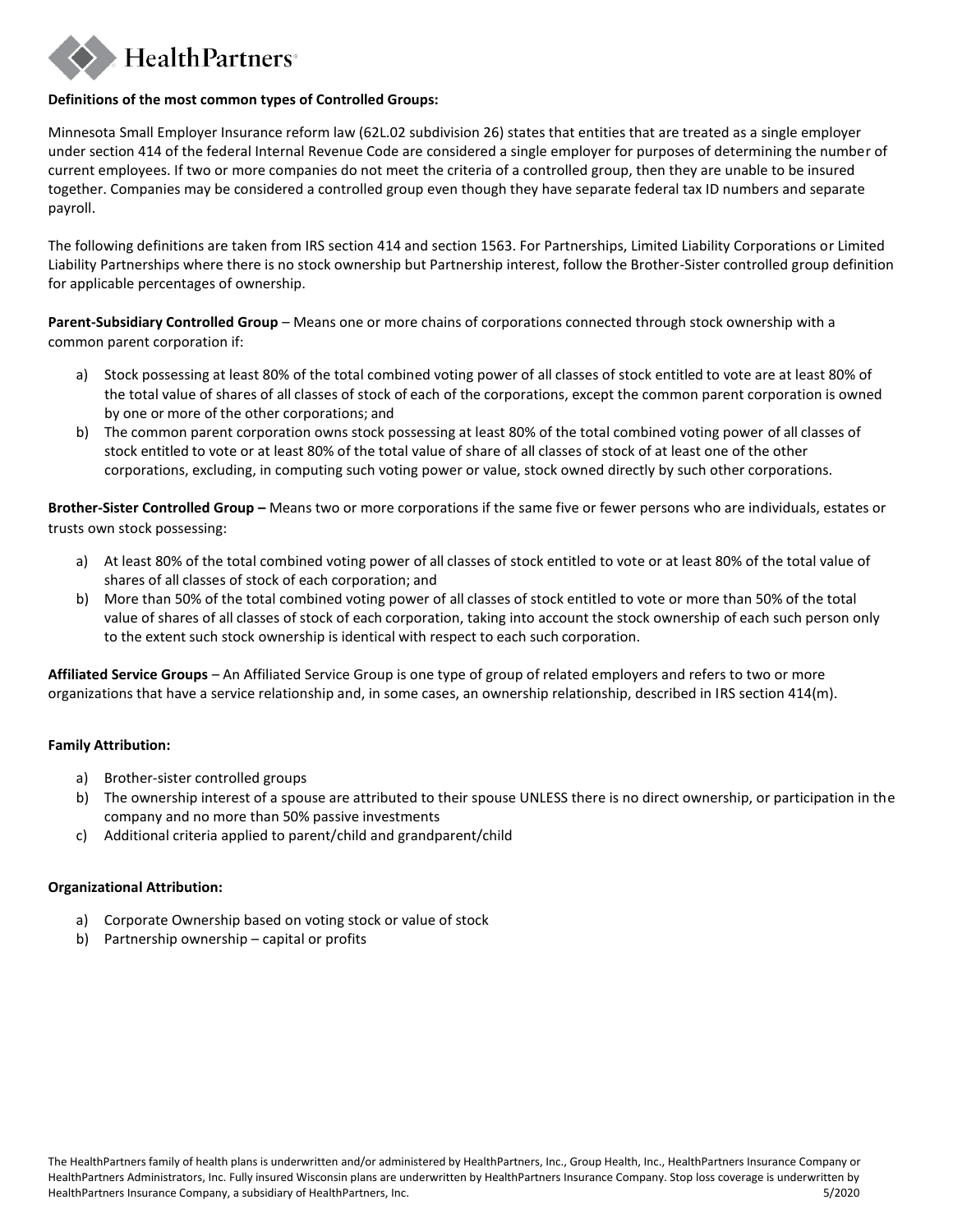**Definitions of the most common types of Controlled Groups:**

Minnesota Small Employer Insurance reform law (62L.02 subdivision 26) states that entities that are treated as a single employer under section 414 of the federal Internal Revenue Code are considered a single employer for purposes of determining the number of current employees. If two or more companies do not meet the criteria of a controlled group, then they are unable to be insured together. Companies may be considered a controlled group even though they have separate federal tax ID numbers and separate payroll.

The following definitions are taken from IRS section 414 and section 1563. For Partnerships, Limited Liability Corporations or Limited Liability Partnerships where there is no stock ownership but Partnership interest, follow the Brother-Sister controlled group definition for applicable percentages of ownership.

**Parent-Subsidiary Controlled Group** – Means one or more chains of corporations connected through stock ownership with a common parent corporation if:

a) Stock possessing at least 80% of the total combined voting power of all classes of stock entitled to vote are at least 80% of the total value of shares of all classes of stock of each of the corporations, except the common parent corporation is owned by one or more of the other corporations; and
b) The common parent corporation owns stock possessing at least 80% of the total combined voting power of all classes of stock entitled to vote or at least 80% of the total value of share of all classes of stock of at least one of the other corporations, excluding, in computing such voting power or value, stock owned directly by such other corporations.

**Brother-Sister Controlled Group –** Means two or more corporations if the same five or fewer persons who are individuals, estates or trusts own stock possessing:

a) At least 80% of the total combined voting power of all classes of stock entitled to vote or at least 80% of the total value of shares of all classes of stock of each corporation; and
b) More than 50% of the total combined voting power of all classes of stock entitled to vote or more than 50% of the total value of shares of all classes of stock of each corporation, taking into account the stock ownership of each such person only to the extent such stock ownership is identical with respect to each such corporation.

**Affiliated Service Groups** – An Affiliated Service Group is one type of group of related employers and refers to two or more organizations that have a service relationship and, in some cases, an ownership relationship, described in IRS section 414(m).

**Family Attribution:**

a) Brother-sister controlled groups
b) The ownership interest of a spouse are attributed to their spouse UNLESS there is no direct ownership, or participation in the company and no more than 50% passive investments
c) Additional criteria applied to parent/child and grandparent/child

**Organizational Attribution:**

a) Corporate Ownership based on voting stock or value of stock
b) Partnership ownership – capital or profits

The HealthPartners family of health plans is underwritten and/or administered by HealthPartners, Inc., Group Health, Inc., HealthPartners Insurance Company or HealthPartners Administrators, Inc. Fully insured Wisconsin plans are underwritten by HealthPartners Insurance Company. Stop loss coverage is underwritten by HealthPartners Insurance Company, a subsidiary of HealthPartners, Inc. 5/2020